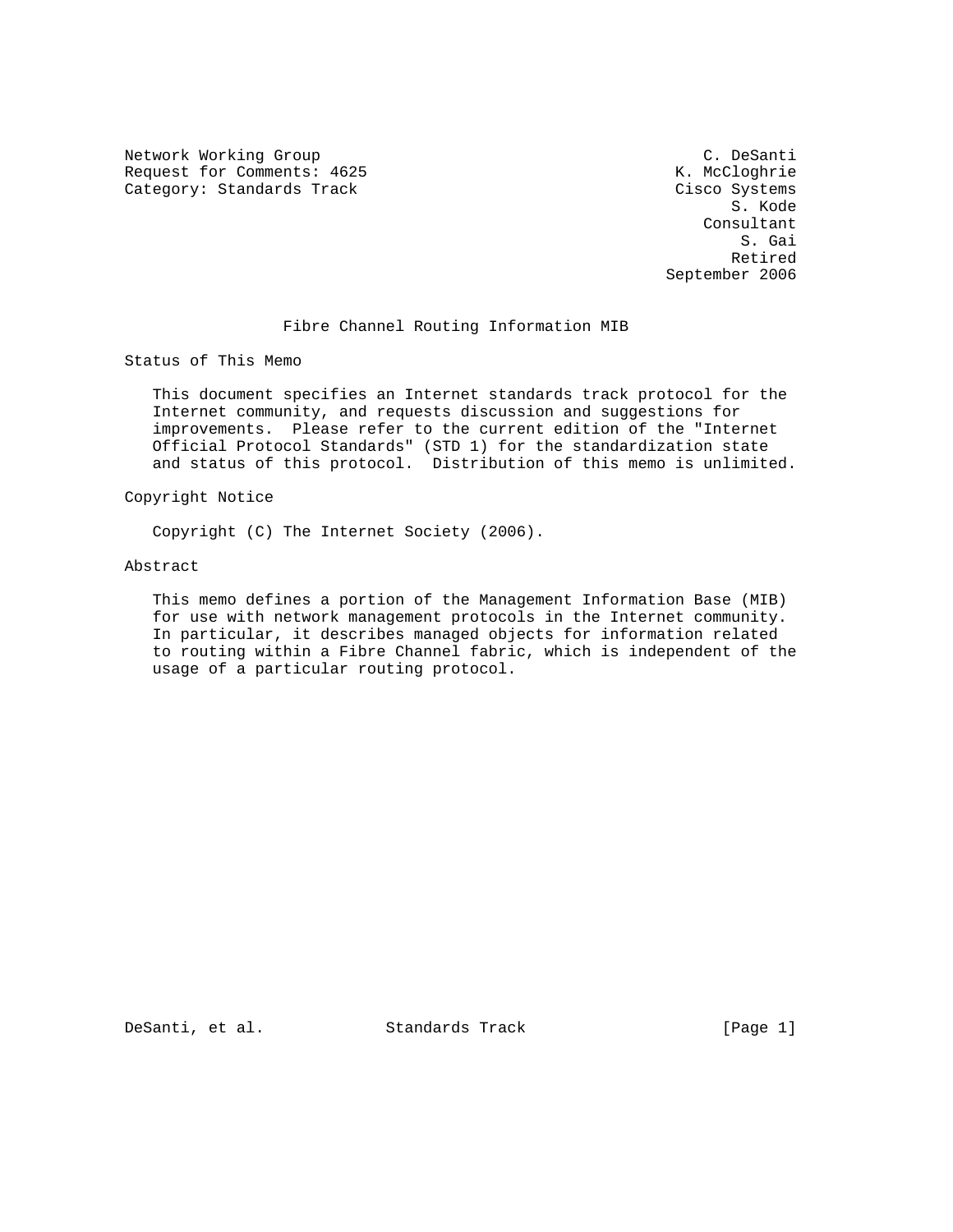Network Working Group                                         C. DeSanti
Request for Comments: 4625                                  K. McCloghrie
Category: Standards Track                                  Cisco Systems
                                                                 S. Kode
                                                              Consultant
                                                                  S. Gai
                                                                 Retired
                                                          September 2006

# Fibre Channel Routing Information MIB

## Status of This Memo

This document specifies an Internet standards track protocol for the Internet community, and requests discussion and suggestions for improvements. Please refer to the current edition of the "Internet Official Protocol Standards" (STD 1) for the standardization state and status of this protocol. Distribution of this memo is unlimited.

## Copyright Notice

Copyright (C) The Internet Society (2006).

## Abstract

This memo defines a portion of the Management Information Base (MIB) for use with network management protocols in the Internet community. In particular, it describes managed objects for information related to routing within a Fibre Channel fabric, which is independent of the usage of a particular routing protocol.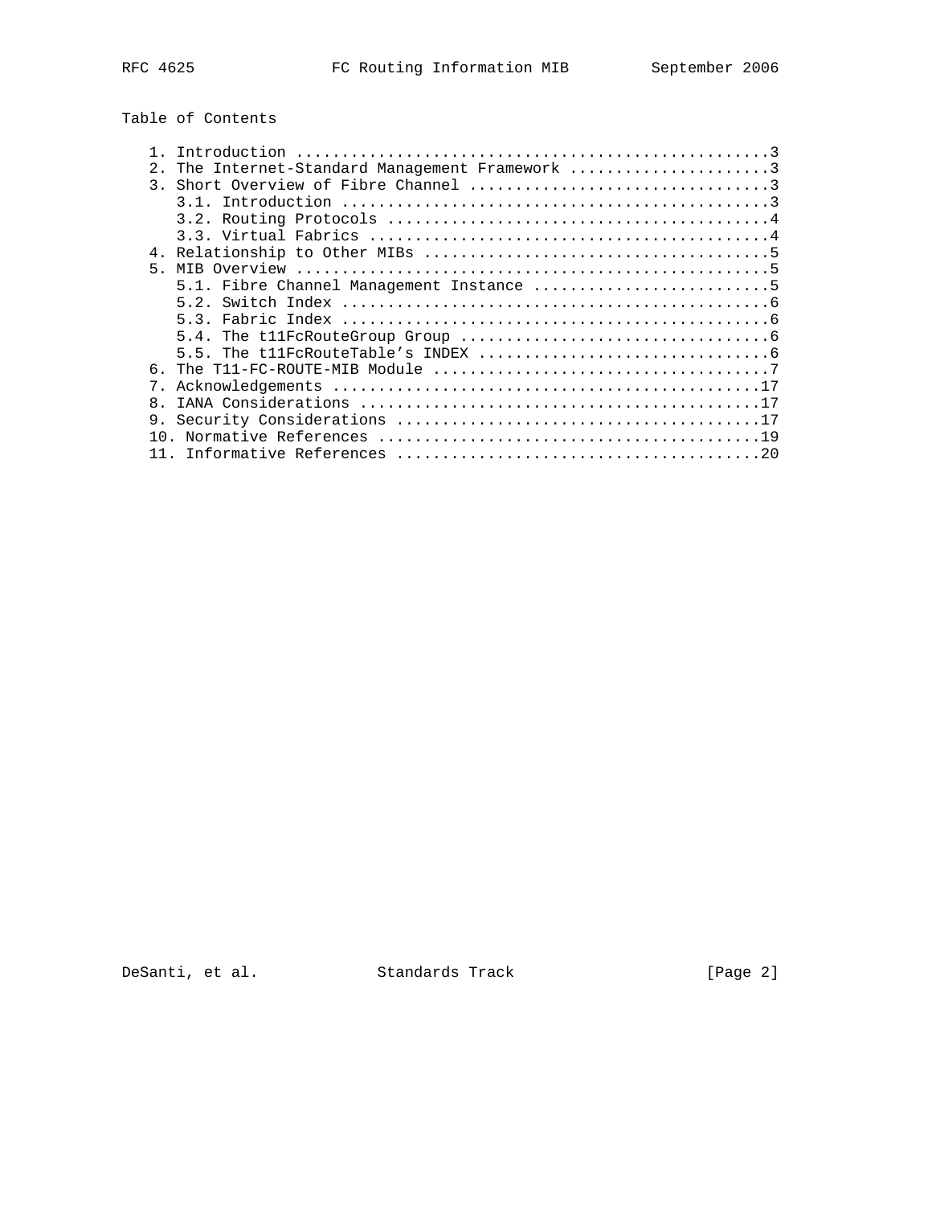## Table of Contents

1. Introduction ....................................................3
2. The Internet-Standard Management Framework ......................3
3. Short Overview of Fibre Channel .................................3
   3.1. Introduction ...............................................3
   3.2. Routing Protocols ..........................................4
   3.3. Virtual Fabrics ............................................4
4. Relationship to Other MIBs ......................................5
5. MIB Overview ....................................................5
   5.1. Fibre Channel Management Instance ..........................5
   5.2. Switch Index ...............................................6
   5.3. Fabric Index ...............................................6
   5.4. The t11FcRouteGroup Group ..................................6
   5.5. The t11FcRouteTable's INDEX ................................6
6. The T11-FC-ROUTE-MIB Module .....................................7
7. Acknowledgements ...............................................17
8. IANA Considerations ............................................17
9. Security Considerations ........................................17
10. Normative References ..........................................19
11. Informative References ........................................20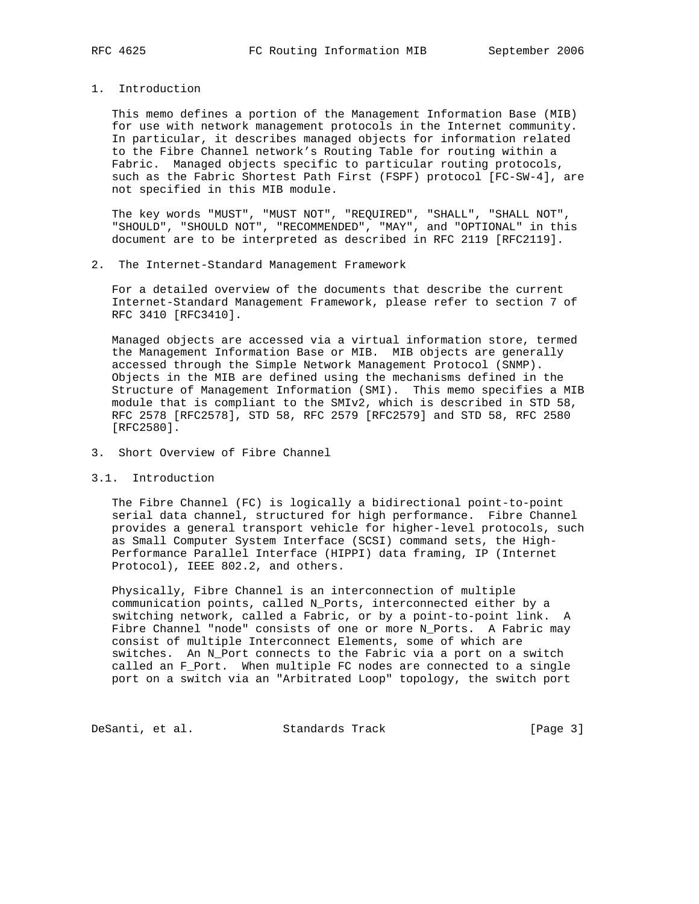## 1. Introduction

This memo defines a portion of the Management Information Base (MIB) for use with network management protocols in the Internet community. In particular, it describes managed objects for information related to the Fibre Channel network's Routing Table for routing within a Fabric. Managed objects specific to particular routing protocols, such as the Fabric Shortest Path First (FSPF) protocol [FC-SW-4], are not specified in this MIB module.

The key words "MUST", "MUST NOT", "REQUIRED", "SHALL", "SHALL NOT", "SHOULD", "SHOULD NOT", "RECOMMENDED", "MAY", and "OPTIONAL" in this document are to be interpreted as described in RFC 2119 [RFC2119].

## 2. The Internet-Standard Management Framework

For a detailed overview of the documents that describe the current Internet-Standard Management Framework, please refer to section 7 of RFC 3410 [RFC3410].

Managed objects are accessed via a virtual information store, termed the Management Information Base or MIB. MIB objects are generally accessed through the Simple Network Management Protocol (SNMP). Objects in the MIB are defined using the mechanisms defined in the Structure of Management Information (SMI). This memo specifies a MIB module that is compliant to the SMIv2, which is described in STD 58, RFC 2578 [RFC2578], STD 58, RFC 2579 [RFC2579] and STD 58, RFC 2580 [RFC2580].

## 3. Short Overview of Fibre Channel

### 3.1. Introduction

The Fibre Channel (FC) is logically a bidirectional point-to-point serial data channel, structured for high performance. Fibre Channel provides a general transport vehicle for higher-level protocols, such as Small Computer System Interface (SCSI) command sets, the High-Performance Parallel Interface (HIPPI) data framing, IP (Internet Protocol), IEEE 802.2, and others.

Physically, Fibre Channel is an interconnection of multiple communication points, called N_Ports, interconnected either by a switching network, called a Fabric, or by a point-to-point link. A Fibre Channel "node" consists of one or more N_Ports. A Fabric may consist of multiple Interconnect Elements, some of which are switches. An N_Port connects to the Fabric via a port on a switch called an F_Port. When multiple FC nodes are connected to a single port on a switch via an "Arbitrated Loop" topology, the switch port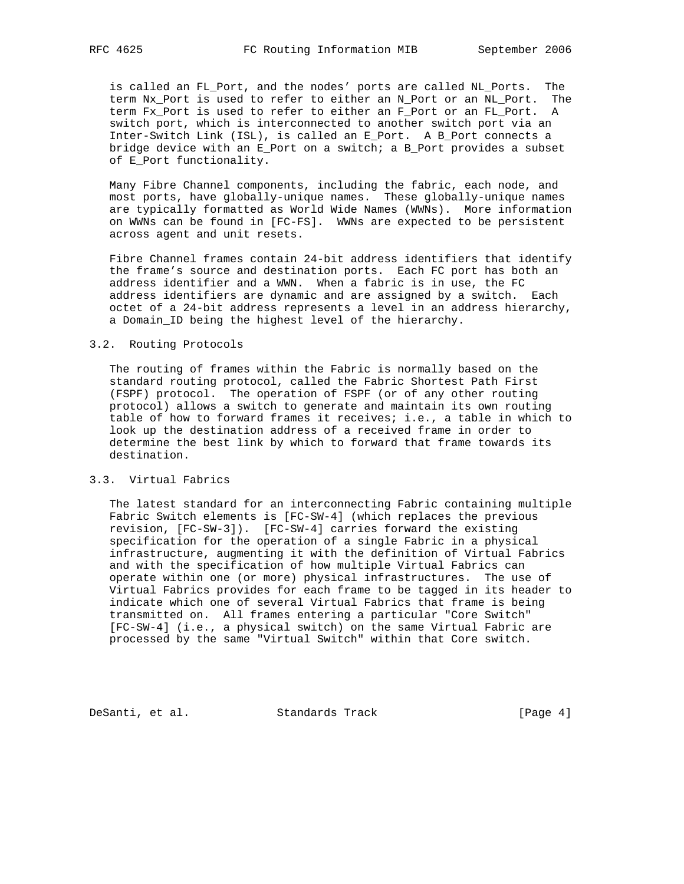is called an FL_Port, and the nodes' ports are called NL_Ports. The term Nx_Port is used to refer to either an N_Port or an NL_Port. The term Fx_Port is used to refer to either an F_Port or an FL_Port. A switch port, which is interconnected to another switch port via an Inter-Switch Link (ISL), is called an E_Port. A B_Port connects a bridge device with an E_Port on a switch; a B_Port provides a subset of E_Port functionality.

Many Fibre Channel components, including the fabric, each node, and most ports, have globally-unique names. These globally-unique names are typically formatted as World Wide Names (WWNs). More information on WWNs can be found in [FC-FS]. WWNs are expected to be persistent across agent and unit resets.

Fibre Channel frames contain 24-bit address identifiers that identify the frame's source and destination ports. Each FC port has both an address identifier and a WWN. When a fabric is in use, the FC address identifiers are dynamic and are assigned by a switch. Each octet of a 24-bit address represents a level in an address hierarchy, a Domain_ID being the highest level of the hierarchy.

## 3.2. Routing Protocols

The routing of frames within the Fabric is normally based on the standard routing protocol, called the Fabric Shortest Path First (FSPF) protocol. The operation of FSPF (or of any other routing protocol) allows a switch to generate and maintain its own routing table of how to forward frames it receives; i.e., a table in which to look up the destination address of a received frame in order to determine the best link by which to forward that frame towards its destination.

## 3.3. Virtual Fabrics

The latest standard for an interconnecting Fabric containing multiple Fabric Switch elements is [FC-SW-4] (which replaces the previous revision, [FC-SW-3]). [FC-SW-4] carries forward the existing specification for the operation of a single Fabric in a physical infrastructure, augmenting it with the definition of Virtual Fabrics and with the specification of how multiple Virtual Fabrics can operate within one (or more) physical infrastructures. The use of Virtual Fabrics provides for each frame to be tagged in its header to indicate which one of several Virtual Fabrics that frame is being transmitted on. All frames entering a particular "Core Switch" [FC-SW-4] (i.e., a physical switch) on the same Virtual Fabric are processed by the same "Virtual Switch" within that Core switch.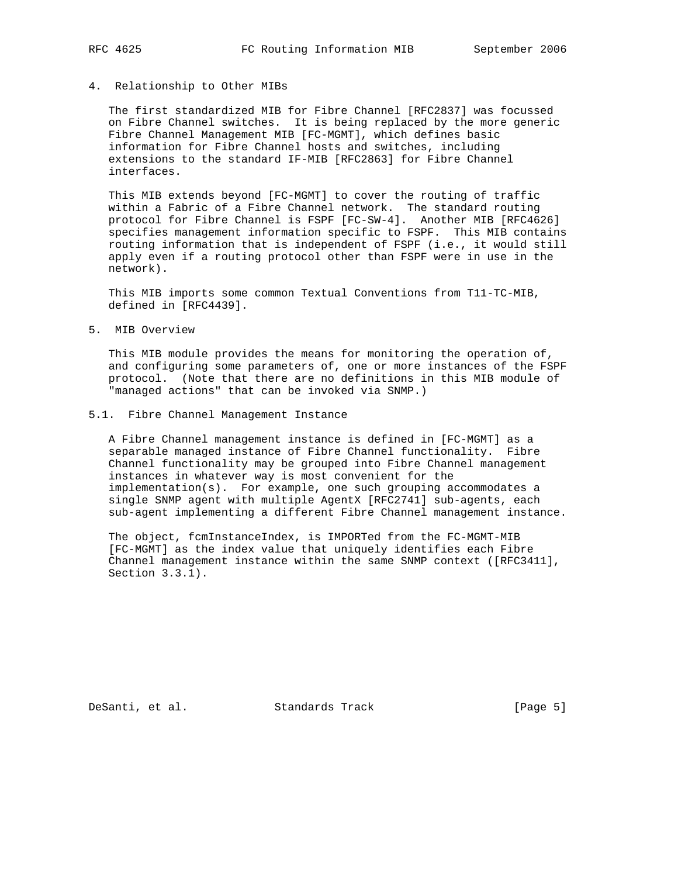## 4. Relationship to Other MIBs

The first standardized MIB for Fibre Channel [RFC2837] was focussed on Fibre Channel switches. It is being replaced by the more generic Fibre Channel Management MIB [FC-MGMT], which defines basic information for Fibre Channel hosts and switches, including extensions to the standard IF-MIB [RFC2863] for Fibre Channel interfaces.

This MIB extends beyond [FC-MGMT] to cover the routing of traffic within a Fabric of a Fibre Channel network. The standard routing protocol for Fibre Channel is FSPF [FC-SW-4]. Another MIB [RFC4626] specifies management information specific to FSPF. This MIB contains routing information that is independent of FSPF (i.e., it would still apply even if a routing protocol other than FSPF were in use in the network).

This MIB imports some common Textual Conventions from T11-TC-MIB, defined in [RFC4439].

## 5. MIB Overview

This MIB module provides the means for monitoring the operation of, and configuring some parameters of, one or more instances of the FSPF protocol. (Note that there are no definitions in this MIB module of "managed actions" that can be invoked via SNMP.)

### 5.1. Fibre Channel Management Instance

A Fibre Channel management instance is defined in [FC-MGMT] as a separable managed instance of Fibre Channel functionality. Fibre Channel functionality may be grouped into Fibre Channel management instances in whatever way is most convenient for the implementation(s). For example, one such grouping accommodates a single SNMP agent with multiple AgentX [RFC2741] sub-agents, each sub-agent implementing a different Fibre Channel management instance.

The object, fcmInstanceIndex, is IMPORTed from the FC-MGMT-MIB [FC-MGMT] as the index value that uniquely identifies each Fibre Channel management instance within the same SNMP context ([RFC3411], Section 3.3.1).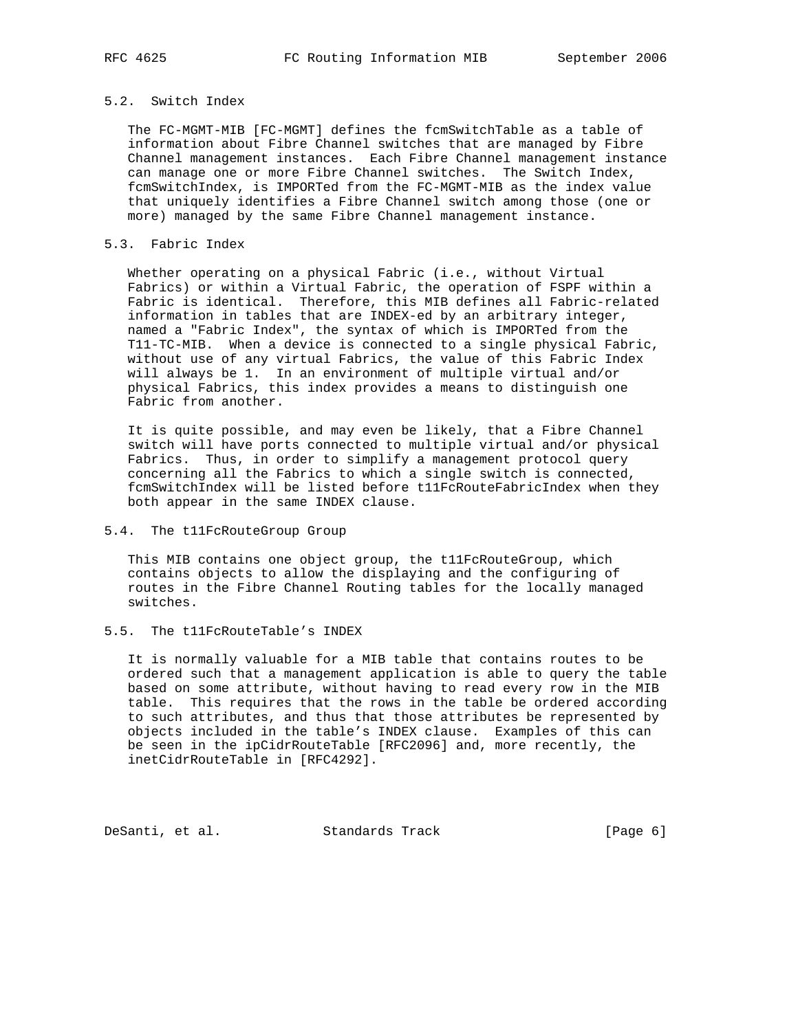## 5.2. Switch Index

The FC-MGMT-MIB [FC-MGMT] defines the fcmSwitchTable as a table of information about Fibre Channel switches that are managed by Fibre Channel management instances. Each Fibre Channel management instance can manage one or more Fibre Channel switches. The Switch Index, fcmSwitchIndex, is IMPORTed from the FC-MGMT-MIB as the index value that uniquely identifies a Fibre Channel switch among those (one or more) managed by the same Fibre Channel management instance.

## 5.3. Fabric Index

Whether operating on a physical Fabric (i.e., without Virtual Fabrics) or within a Virtual Fabric, the operation of FSPF within a Fabric is identical. Therefore, this MIB defines all Fabric-related information in tables that are INDEX-ed by an arbitrary integer, named a "Fabric Index", the syntax of which is IMPORTed from the T11-TC-MIB. When a device is connected to a single physical Fabric, without use of any virtual Fabrics, the value of this Fabric Index will always be 1. In an environment of multiple virtual and/or physical Fabrics, this index provides a means to distinguish one Fabric from another.

It is quite possible, and may even be likely, that a Fibre Channel switch will have ports connected to multiple virtual and/or physical Fabrics. Thus, in order to simplify a management protocol query concerning all the Fabrics to which a single switch is connected, fcmSwitchIndex will be listed before t11FcRouteFabricIndex when they both appear in the same INDEX clause.

## 5.4. The t11FcRouteGroup Group

This MIB contains one object group, the t11FcRouteGroup, which contains objects to allow the displaying and the configuring of routes in the Fibre Channel Routing tables for the locally managed switches.

## 5.5. The t11FcRouteTable's INDEX

It is normally valuable for a MIB table that contains routes to be ordered such that a management application is able to query the table based on some attribute, without having to read every row in the MIB table. This requires that the rows in the table be ordered according to such attributes, and thus that those attributes be represented by objects included in the table's INDEX clause. Examples of this can be seen in the ipCidrRouteTable [RFC2096] and, more recently, the inetCidrRouteTable in [RFC4292].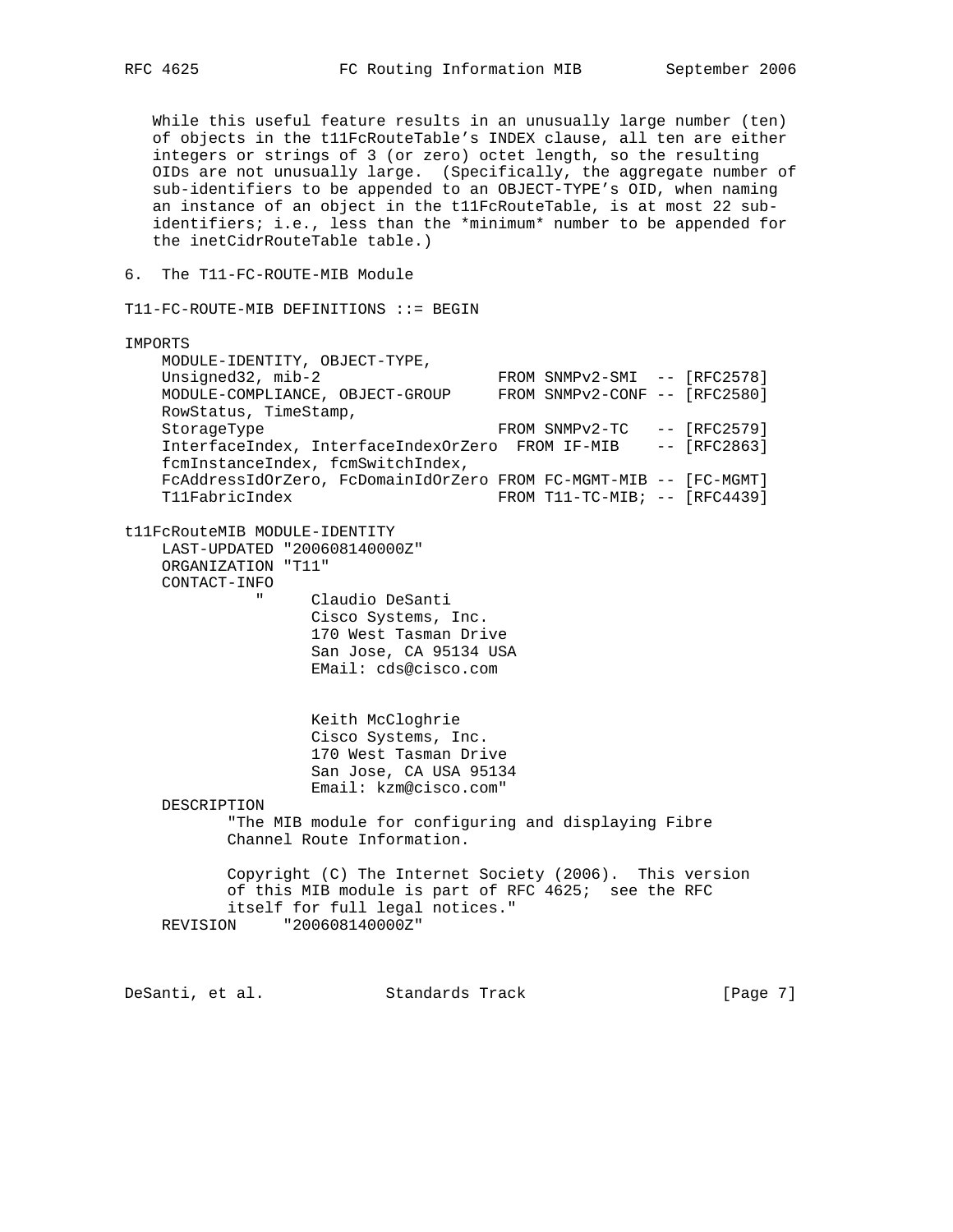While this useful feature results in an unusually large number (ten) of objects in the t11FcRouteTable's INDEX clause, all ten are either integers or strings of 3 (or zero) octet length, so the resulting OIDs are not unusually large. (Specifically, the aggregate number of sub-identifiers to be appended to an OBJECT-TYPE's OID, when naming an instance of an object in the t11FcRouteTable, is at most 22 sub-identifiers; i.e., less than the *minimum* number to be appended for the inetCidrRouteTable table.)

## 6. The T11-FC-ROUTE-MIB Module

```
T11-FC-ROUTE-MIB DEFINITIONS ::= BEGIN

IMPORTS
    MODULE-IDENTITY, OBJECT-TYPE,
    Unsigned32, mib-2                  FROM SNMPv2-SMI  -- [RFC2578]
    MODULE-COMPLIANCE, OBJECT-GROUP     FROM SNMPv2-CONF -- [RFC2580]
    RowStatus, TimeStamp,
    StorageType                         FROM SNMPv2-TC   -- [RFC2579]
    InterfaceIndex, InterfaceIndexOrZero  FROM IF-MIB    -- [RFC2863]
    fcmInstanceIndex, fcmSwitchIndex,
    FcAddressIdOrZero, FcDomainIdOrZero FROM FC-MGMT-MIB -- [FC-MGMT]
    T11FabricIndex                      FROM T11-TC-MIB; -- [RFC4439]

t11FcRouteMIB MODULE-IDENTITY
    LAST-UPDATED "200608140000Z"
    ORGANIZATION "T11"
    CONTACT-INFO
              "     Claudio DeSanti
                    Cisco Systems, Inc.
                    170 West Tasman Drive
                    San Jose, CA 95134 USA
                    EMail: cds@cisco.com


                    Keith McCloghrie
                    Cisco Systems, Inc.
                    170 West Tasman Drive
                    San Jose, CA USA 95134
                    Email: kzm@cisco.com"
    DESCRIPTION
           "The MIB module for configuring and displaying Fibre
           Channel Route Information.

           Copyright (C) The Internet Society (2006).  This version
           of this MIB module is part of RFC 4625;  see the RFC
           itself for full legal notices."
    REVISION     "200608140000Z"
```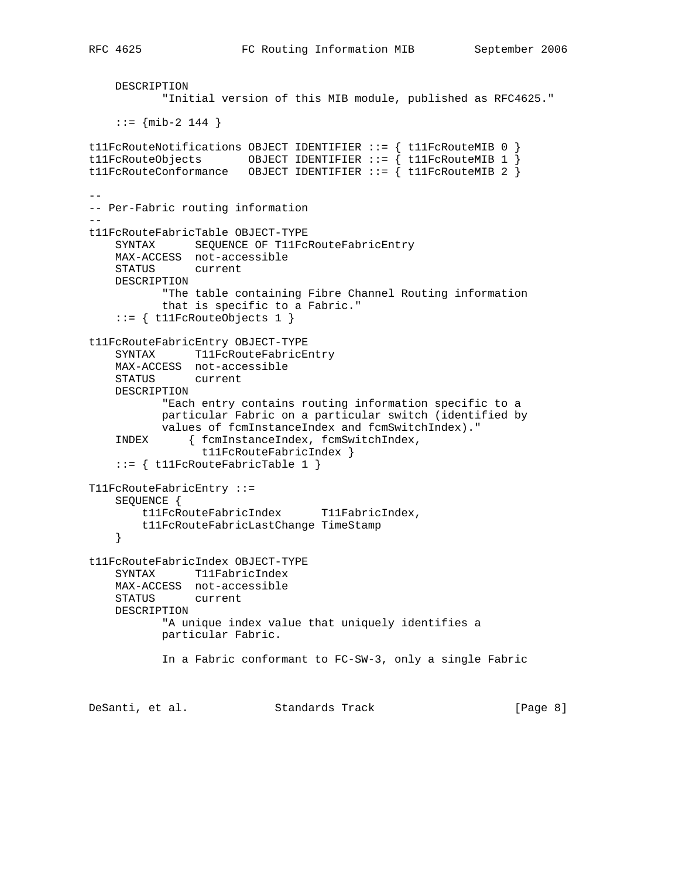```
    DESCRIPTION
           "Initial version of this MIB module, published as RFC4625."

    ::= {mib-2 144 }

t11FcRouteNotifications OBJECT IDENTIFIER ::= { t11FcRouteMIB 0 }
t11FcRouteObjects       OBJECT IDENTIFIER ::= { t11FcRouteMIB 1 }
t11FcRouteConformance   OBJECT IDENTIFIER ::= { t11FcRouteMIB 2 }

--
-- Per-Fabric routing information
--
t11FcRouteFabricTable OBJECT-TYPE
    SYNTAX      SEQUENCE OF T11FcRouteFabricEntry
    MAX-ACCESS  not-accessible
    STATUS      current
    DESCRIPTION
           "The table containing Fibre Channel Routing information
           that is specific to a Fabric."
    ::= { t11FcRouteObjects 1 }

t11FcRouteFabricEntry OBJECT-TYPE
    SYNTAX      T11FcRouteFabricEntry
    MAX-ACCESS  not-accessible
    STATUS      current
    DESCRIPTION
           "Each entry contains routing information specific to a
           particular Fabric on a particular switch (identified by
           values of fcmInstanceIndex and fcmSwitchIndex)."
    INDEX      { fcmInstanceIndex, fcmSwitchIndex,
                 t11FcRouteFabricIndex }
    ::= { t11FcRouteFabricTable 1 }

T11FcRouteFabricEntry ::=
    SEQUENCE {
        t11FcRouteFabricIndex      T11FabricIndex,
        t11FcRouteFabricLastChange TimeStamp
    }

t11FcRouteFabricIndex OBJECT-TYPE
    SYNTAX      T11FabricIndex
    MAX-ACCESS  not-accessible
    STATUS      current
    DESCRIPTION
           "A unique index value that uniquely identifies a
           particular Fabric.

           In a Fabric conformant to FC-SW-3, only a single Fabric
```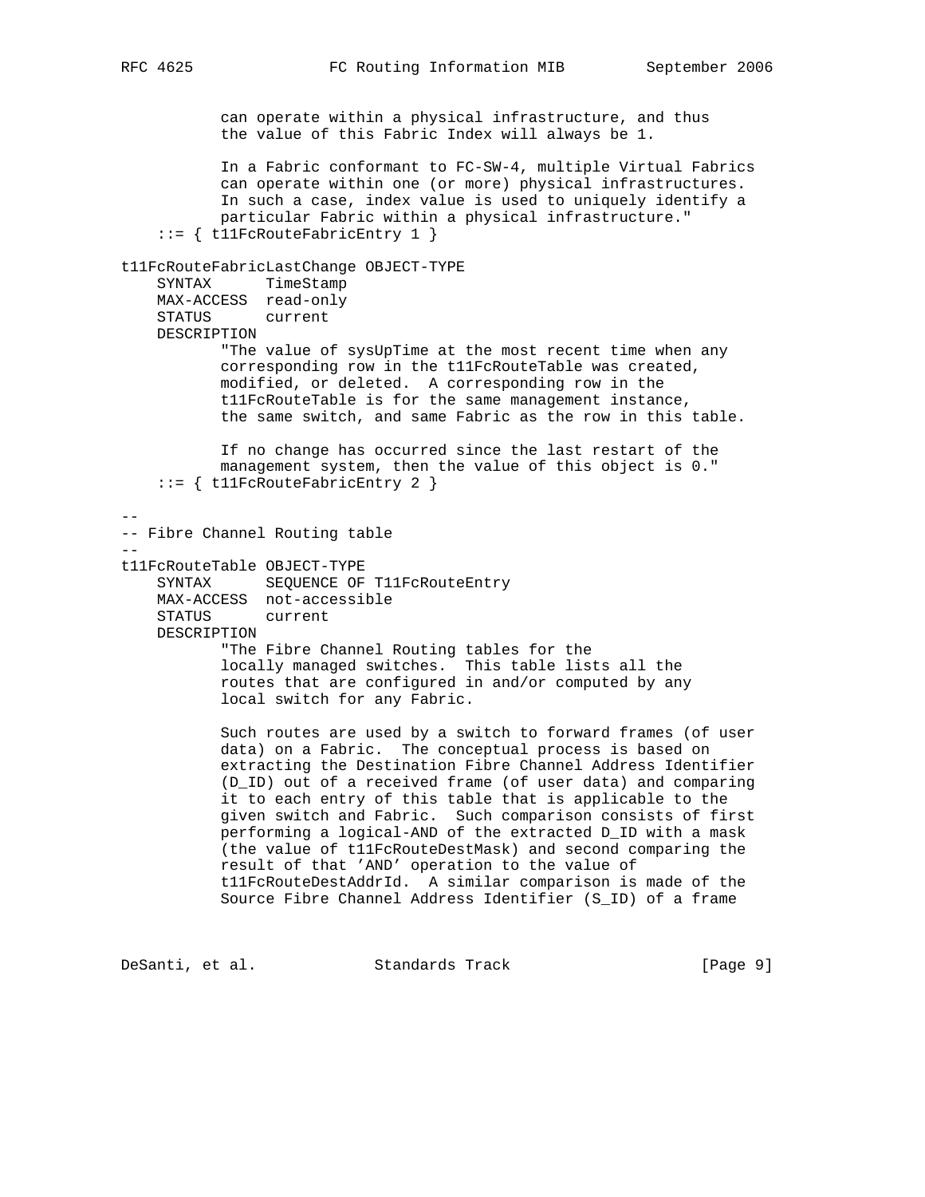```
           can operate within a physical infrastructure, and thus
           the value of this Fabric Index will always be 1.

           In a Fabric conformant to FC-SW-4, multiple Virtual Fabrics
           can operate within one (or more) physical infrastructures.
           In such a case, index value is used to uniquely identify a
           particular Fabric within a physical infrastructure."
    ::= { t11FcRouteFabricEntry 1 }

t11FcRouteFabricLastChange OBJECT-TYPE
    SYNTAX      TimeStamp
    MAX-ACCESS  read-only
    STATUS      current
    DESCRIPTION
           "The value of sysUpTime at the most recent time when any
           corresponding row in the t11FcRouteTable was created,
           modified, or deleted.  A corresponding row in the
           t11FcRouteTable is for the same management instance,
           the same switch, and same Fabric as the row in this table.

           If no change has occurred since the last restart of the
           management system, then the value of this object is 0."
    ::= { t11FcRouteFabricEntry 2 }

--
-- Fibre Channel Routing table
--
t11FcRouteTable OBJECT-TYPE
    SYNTAX      SEQUENCE OF T11FcRouteEntry
    MAX-ACCESS  not-accessible
    STATUS      current
    DESCRIPTION
           "The Fibre Channel Routing tables for the
           locally managed switches.  This table lists all the
           routes that are configured in and/or computed by any
           local switch for any Fabric.

           Such routes are used by a switch to forward frames (of user
           data) on a Fabric.  The conceptual process is based on
           extracting the Destination Fibre Channel Address Identifier
           (D_ID) out of a received frame (of user data) and comparing
           it to each entry of this table that is applicable to the
           given switch and Fabric.  Such comparison consists of first
           performing a logical-AND of the extracted D_ID with a mask
           (the value of t11FcRouteDestMask) and second comparing the
           result of that 'AND' operation to the value of
           t11FcRouteDestAddrId.  A similar comparison is made of the
           Source Fibre Channel Address Identifier (S_ID) of a frame
```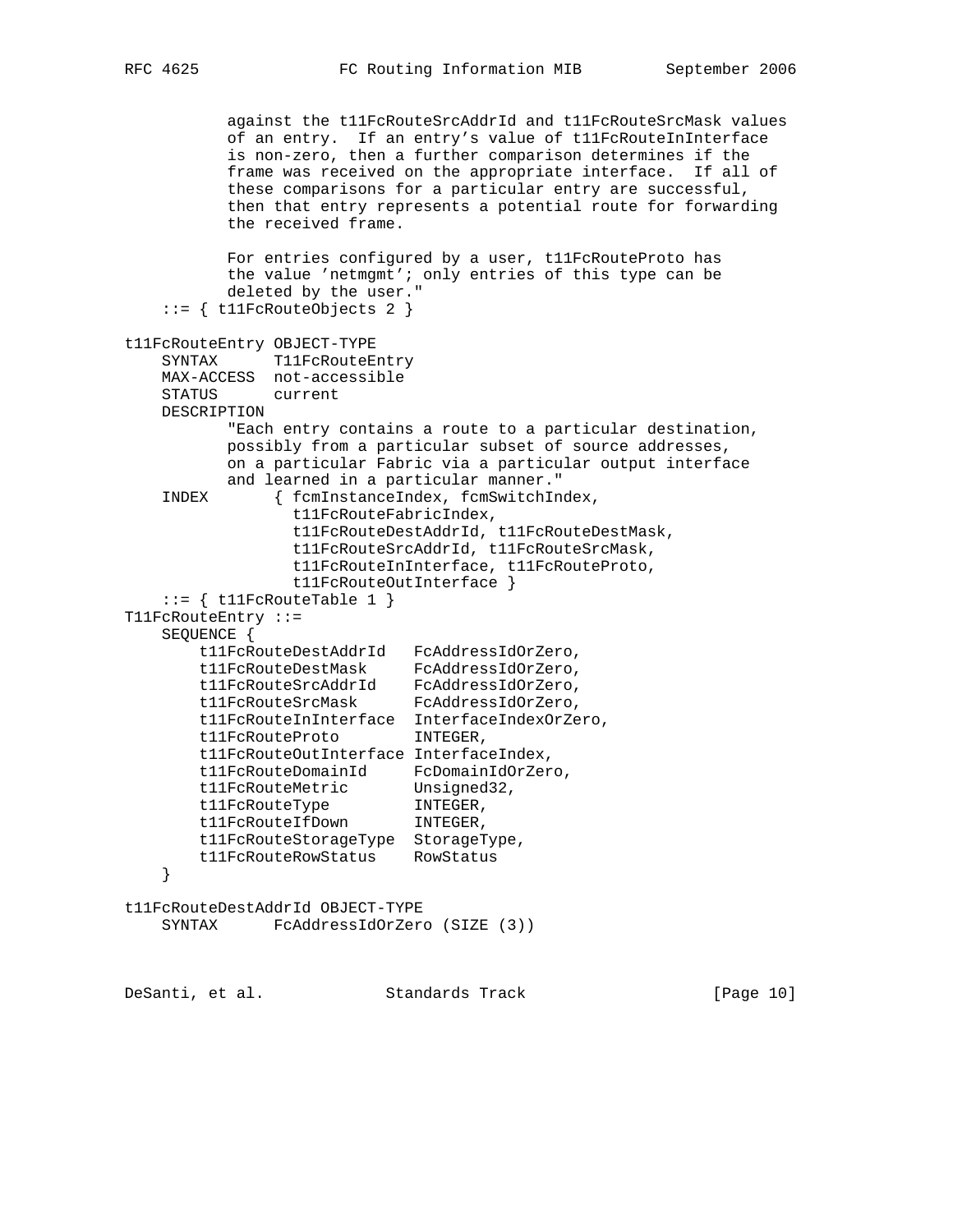```
          against the t11FcRouteSrcAddrId and t11FcRouteSrcMask values
          of an entry.  If an entry's value of t11FcRouteInInterface
          is non-zero, then a further comparison determines if the
          frame was received on the appropriate interface.  If all of
          these comparisons for a particular entry are successful,
          then that entry represents a potential route for forwarding
          the received frame.

          For entries configured by a user, t11FcRouteProto has
          the value 'netmgmt'; only entries of this type can be
          deleted by the user."
    ::= { t11FcRouteObjects 2 }

t11FcRouteEntry OBJECT-TYPE
    SYNTAX      T11FcRouteEntry
    MAX-ACCESS  not-accessible
    STATUS      current
    DESCRIPTION
           "Each entry contains a route to a particular destination,
           possibly from a particular subset of source addresses,
           on a particular Fabric via a particular output interface
           and learned in a particular manner."
    INDEX       { fcmInstanceIndex, fcmSwitchIndex,
                  t11FcRouteFabricIndex,
                  t11FcRouteDestAddrId, t11FcRouteDestMask,
                  t11FcRouteSrcAddrId, t11FcRouteSrcMask,
                  t11FcRouteInInterface, t11FcRouteProto,
                  t11FcRouteOutInterface }
    ::= { t11FcRouteTable 1 }
T11FcRouteEntry ::=
    SEQUENCE {
        t11FcRouteDestAddrId   FcAddressIdOrZero,
        t11FcRouteDestMask     FcAddressIdOrZero,
        t11FcRouteSrcAddrId    FcAddressIdOrZero,
        t11FcRouteSrcMask      FcAddressIdOrZero,
        t11FcRouteInInterface  InterfaceIndexOrZero,
        t11FcRouteProto        INTEGER,
        t11FcRouteOutInterface InterfaceIndex,
        t11FcRouteDomainId     FcDomainIdOrZero,
        t11FcRouteMetric       Unsigned32,
        t11FcRouteType         INTEGER,
        t11FcRouteIfDown       INTEGER,
        t11FcRouteStorageType  StorageType,
        t11FcRouteRowStatus    RowStatus
    }

t11FcRouteDestAddrId OBJECT-TYPE
    SYNTAX      FcAddressIdOrZero (SIZE (3))
```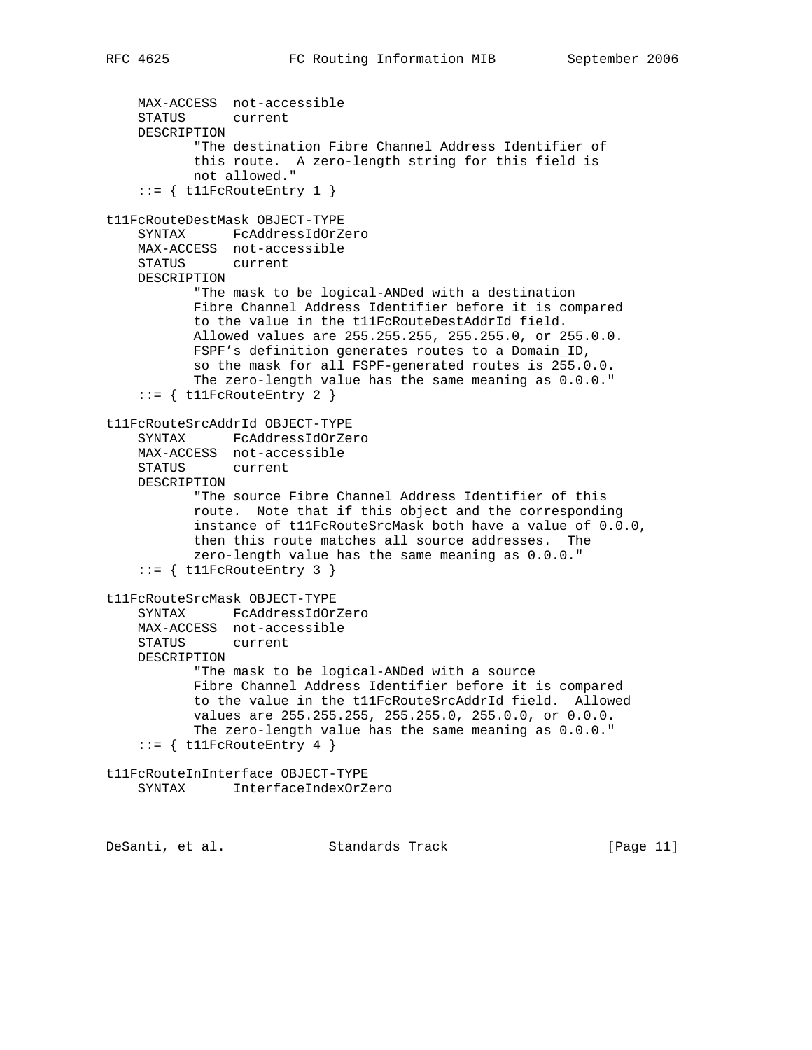```
    MAX-ACCESS  not-accessible
    STATUS      current
    DESCRIPTION
           "The destination Fibre Channel Address Identifier of
           this route.  A zero-length string for this field is
           not allowed."
    ::= { t11FcRouteEntry 1 }

t11FcRouteDestMask OBJECT-TYPE
    SYNTAX      FcAddressIdOrZero
    MAX-ACCESS  not-accessible
    STATUS      current
    DESCRIPTION
           "The mask to be logical-ANDed with a destination
           Fibre Channel Address Identifier before it is compared
           to the value in the t11FcRouteDestAddrId field.
           Allowed values are 255.255.255, 255.255.0, or 255.0.0.
           FSPF's definition generates routes to a Domain_ID,
           so the mask for all FSPF-generated routes is 255.0.0.
           The zero-length value has the same meaning as 0.0.0."
    ::= { t11FcRouteEntry 2 }

t11FcRouteSrcAddrId OBJECT-TYPE
    SYNTAX      FcAddressIdOrZero
    MAX-ACCESS  not-accessible
    STATUS      current
    DESCRIPTION
           "The source Fibre Channel Address Identifier of this
           route.  Note that if this object and the corresponding
           instance of t11FcRouteSrcMask both have a value of 0.0.0,
           then this route matches all source addresses.  The
           zero-length value has the same meaning as 0.0.0."
    ::= { t11FcRouteEntry 3 }

t11FcRouteSrcMask OBJECT-TYPE
    SYNTAX      FcAddressIdOrZero
    MAX-ACCESS  not-accessible
    STATUS      current
    DESCRIPTION
           "The mask to be logical-ANDed with a source
           Fibre Channel Address Identifier before it is compared
           to the value in the t11FcRouteSrcAddrId field.  Allowed
           values are 255.255.255, 255.255.0, 255.0.0, or 0.0.0.
           The zero-length value has the same meaning as 0.0.0."
    ::= { t11FcRouteEntry 4 }

t11FcRouteInInterface OBJECT-TYPE
    SYNTAX      InterfaceIndexOrZero
```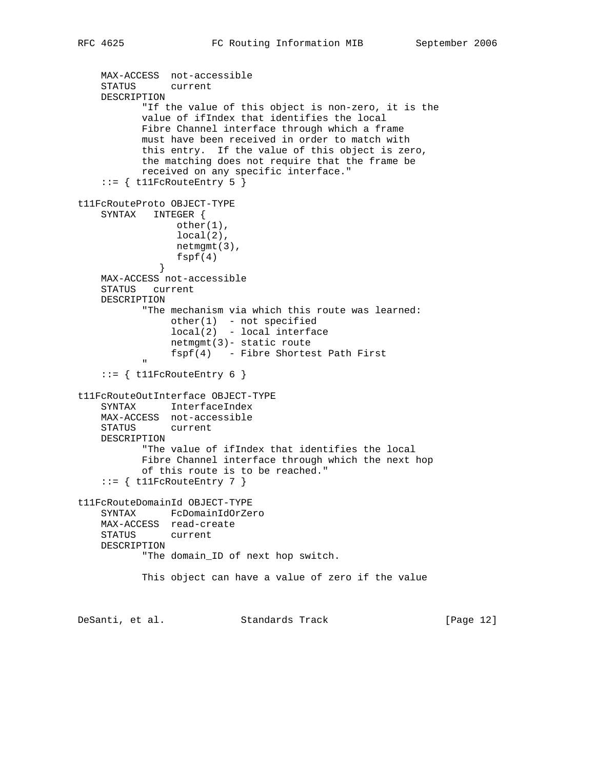```
    MAX-ACCESS  not-accessible
    STATUS      current
    DESCRIPTION
           "If the value of this object is non-zero, it is the
           value of ifIndex that identifies the local
           Fibre Channel interface through which a frame
           must have been received in order to match with
           this entry.  If the value of this object is zero,
           the matching does not require that the frame be
           received on any specific interface."
    ::= { t11FcRouteEntry 5 }

t11FcRouteProto OBJECT-TYPE
    SYNTAX   INTEGER {
                 other(1),
                 local(2),
                 netmgmt(3),
                 fspf(4)
             }
    MAX-ACCESS not-accessible
    STATUS   current
    DESCRIPTION
           "The mechanism via which this route was learned:
                other(1)  - not specified
                local(2)  - local interface
                netmgmt(3)- static route
                fspf(4)   - Fibre Shortest Path First
           "
    ::= { t11FcRouteEntry 6 }

t11FcRouteOutInterface OBJECT-TYPE
    SYNTAX      InterfaceIndex
    MAX-ACCESS  not-accessible
    STATUS      current
    DESCRIPTION
           "The value of ifIndex that identifies the local
           Fibre Channel interface through which the next hop
           of this route is to be reached."
    ::= { t11FcRouteEntry 7 }

t11FcRouteDomainId OBJECT-TYPE
    SYNTAX      FcDomainIdOrZero
    MAX-ACCESS  read-create
    STATUS      current
    DESCRIPTION
           "The domain_ID of next hop switch.

           This object can have a value of zero if the value
```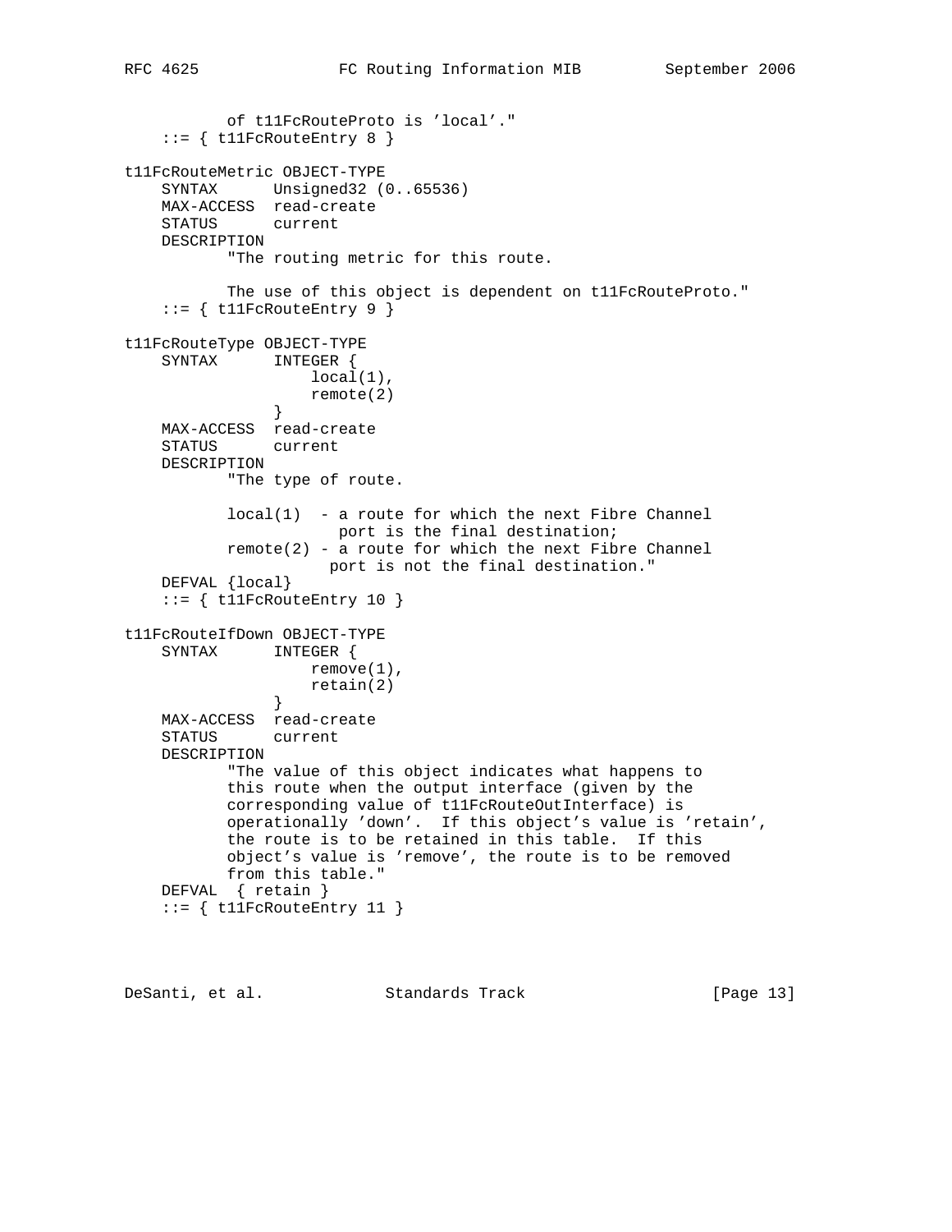```
           of t11FcRouteProto is 'local'."
    ::= { t11FcRouteEntry 8 }

t11FcRouteMetric OBJECT-TYPE
    SYNTAX      Unsigned32 (0..65536)
    MAX-ACCESS  read-create
    STATUS      current
    DESCRIPTION
           "The routing metric for this route.

           The use of this object is dependent on t11FcRouteProto."
    ::= { t11FcRouteEntry 9 }

t11FcRouteType OBJECT-TYPE
    SYNTAX      INTEGER {
                    local(1),
                    remote(2)
                }
    MAX-ACCESS  read-create
    STATUS      current
    DESCRIPTION
           "The type of route.

           local(1)  - a route for which the next Fibre Channel
                        port is the final destination;
           remote(2) - a route for which the next Fibre Channel
                      port is not the final destination."
    DEFVAL {local}
    ::= { t11FcRouteEntry 10 }

t11FcRouteIfDown OBJECT-TYPE
    SYNTAX      INTEGER {
                    remove(1),
                    retain(2)
                }
    MAX-ACCESS  read-create
    STATUS      current
    DESCRIPTION
           "The value of this object indicates what happens to
           this route when the output interface (given by the
           corresponding value of t11FcRouteOutInterface) is
           operationally 'down'.  If this object's value is 'retain',
           the route is to be retained in this table.  If this
           object's value is 'remove', the route is to be removed
           from this table."
    DEFVAL  { retain }
    ::= { t11FcRouteEntry 11 }
```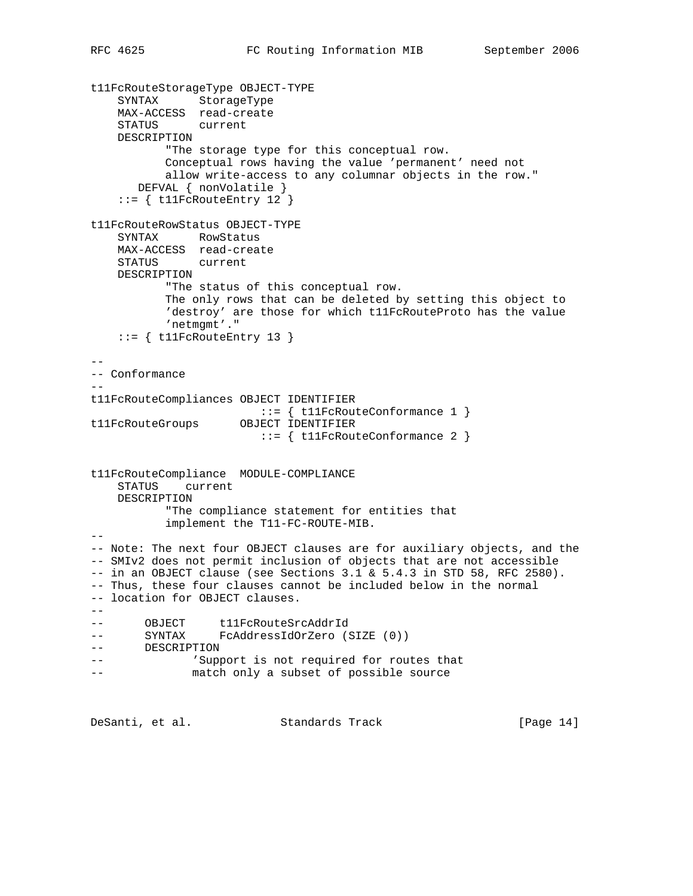```
t11FcRouteStorageType OBJECT-TYPE
    SYNTAX      StorageType
    MAX-ACCESS  read-create
    STATUS      current
    DESCRIPTION
           "The storage type for this conceptual row.
           Conceptual rows having the value 'permanent' need not
           allow write-access to any columnar objects in the row."
       DEFVAL { nonVolatile }
    ::= { t11FcRouteEntry 12 }

t11FcRouteRowStatus OBJECT-TYPE
    SYNTAX      RowStatus
    MAX-ACCESS  read-create
    STATUS      current
    DESCRIPTION
           "The status of this conceptual row.
           The only rows that can be deleted by setting this object to
           'destroy' are those for which t11FcRouteProto has the value
           'netmgmt'."
    ::= { t11FcRouteEntry 13 }

--
-- Conformance
--
t11FcRouteCompliances OBJECT IDENTIFIER
                         ::= { t11FcRouteConformance 1 }
t11FcRouteGroups      OBJECT IDENTIFIER
                         ::= { t11FcRouteConformance 2 }


t11FcRouteCompliance  MODULE-COMPLIANCE
    STATUS    current
    DESCRIPTION
           "The compliance statement for entities that
           implement the T11-FC-ROUTE-MIB.
--
-- Note: The next four OBJECT clauses are for auxiliary objects, and the
-- SMIv2 does not permit inclusion of objects that are not accessible
-- in an OBJECT clause (see Sections 3.1 & 5.4.3 in STD 58, RFC 2580).
-- Thus, these four clauses cannot be included below in the normal
-- location for OBJECT clauses.
--
--      OBJECT     t11FcRouteSrcAddrId
--      SYNTAX     FcAddressIdOrZero (SIZE (0))
--      DESCRIPTION
--             'Support is not required for routes that
--             match only a subset of possible source
```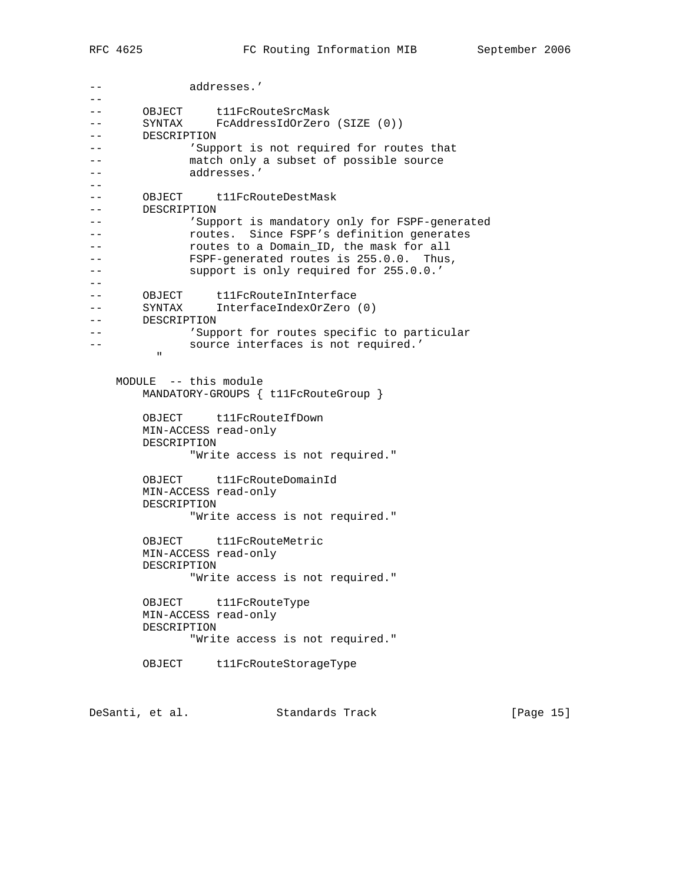```
--             addresses.'
--
--      OBJECT     t11FcRouteSrcMask
--      SYNTAX     FcAddressIdOrZero (SIZE (0))
--      DESCRIPTION
--             'Support is not required for routes that
--             match only a subset of possible source
--             addresses.'
--
--      OBJECT     t11FcRouteDestMask
--      DESCRIPTION
--             'Support is mandatory only for FSPF-generated
--             routes.  Since FSPF's definition generates
--             routes to a Domain_ID, the mask for all
--             FSPF-generated routes is 255.0.0.  Thus,
--             support is only required for 255.0.0.'
--
--      OBJECT     t11FcRouteInInterface
--      SYNTAX     InterfaceIndexOrZero (0)
--      DESCRIPTION
--             'Support for routes specific to particular
--             source interfaces is not required.'
          "

    MODULE  -- this module
        MANDATORY-GROUPS { t11FcRouteGroup }

        OBJECT     t11FcRouteIfDown
        MIN-ACCESS read-only
        DESCRIPTION
               "Write access is not required."

        OBJECT     t11FcRouteDomainId
        MIN-ACCESS read-only
        DESCRIPTION
               "Write access is not required."

        OBJECT     t11FcRouteMetric
        MIN-ACCESS read-only
        DESCRIPTION
               "Write access is not required."

        OBJECT     t11FcRouteType
        MIN-ACCESS read-only
        DESCRIPTION
               "Write access is not required."

        OBJECT     t11FcRouteStorageType
```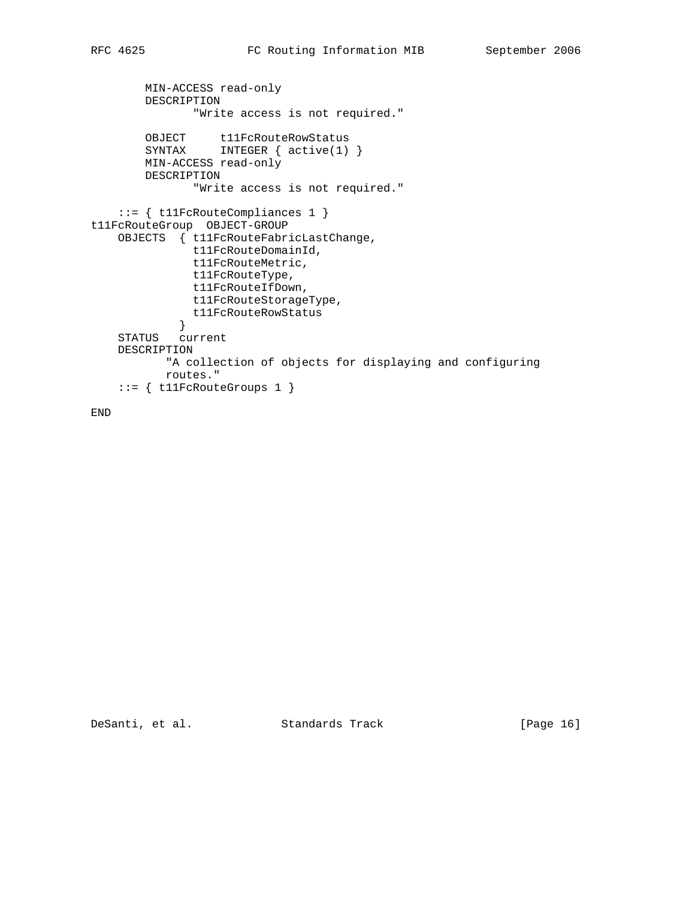```
        MIN-ACCESS read-only
        DESCRIPTION
               "Write access is not required."

        OBJECT     t11FcRouteRowStatus
        SYNTAX     INTEGER { active(1) }
        MIN-ACCESS read-only
        DESCRIPTION
               "Write access is not required."

    ::= { t11FcRouteCompliances 1 }
t11FcRouteGroup  OBJECT-GROUP
    OBJECTS  { t11FcRouteFabricLastChange,
               t11FcRouteDomainId,
               t11FcRouteMetric,
               t11FcRouteType,
               t11FcRouteIfDown,
               t11FcRouteStorageType,
               t11FcRouteRowStatus
             }
    STATUS   current
    DESCRIPTION
           "A collection of objects for displaying and configuring
           routes."
    ::= { t11FcRouteGroups 1 }

END
```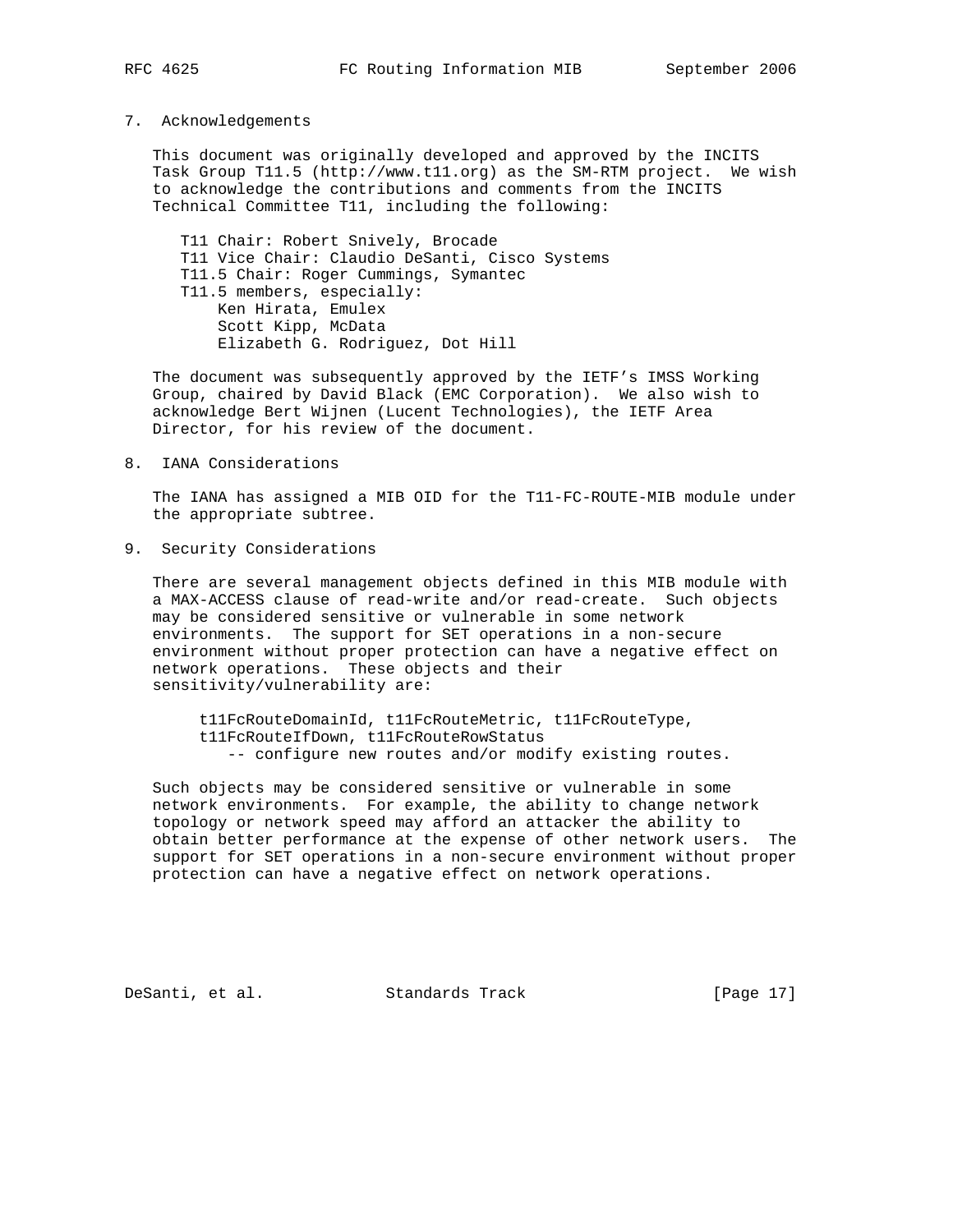## 7. Acknowledgements

This document was originally developed and approved by the INCITS Task Group T11.5 (http://www.t11.org) as the SM-RTM project. We wish to acknowledge the contributions and comments from the INCITS Technical Committee T11, including the following:

T11 Chair: Robert Snively, Brocade
T11 Vice Chair: Claudio DeSanti, Cisco Systems
T11.5 Chair: Roger Cummings, Symantec
T11.5 members, especially:
- Ken Hirata, Emulex
- Scott Kipp, McData
- Elizabeth G. Rodriguez, Dot Hill

The document was subsequently approved by the IETF's IMSS Working Group, chaired by David Black (EMC Corporation). We also wish to acknowledge Bert Wijnen (Lucent Technologies), the IETF Area Director, for his review of the document.

## 8. IANA Considerations

The IANA has assigned a MIB OID for the T11-FC-ROUTE-MIB module under the appropriate subtree.

## 9. Security Considerations

There are several management objects defined in this MIB module with a MAX-ACCESS clause of read-write and/or read-create. Such objects may be considered sensitive or vulnerable in some network environments. The support for SET operations in a non-secure environment without proper protection can have a negative effect on network operations. These objects and their sensitivity/vulnerability are:

```
t11FcRouteDomainId, t11FcRouteMetric, t11FcRouteType,
t11FcRouteIfDown, t11FcRouteRowStatus
   -- configure new routes and/or modify existing routes.
```

Such objects may be considered sensitive or vulnerable in some network environments. For example, the ability to change network topology or network speed may afford an attacker the ability to obtain better performance at the expense of other network users. The support for SET operations in a non-secure environment without proper protection can have a negative effect on network operations.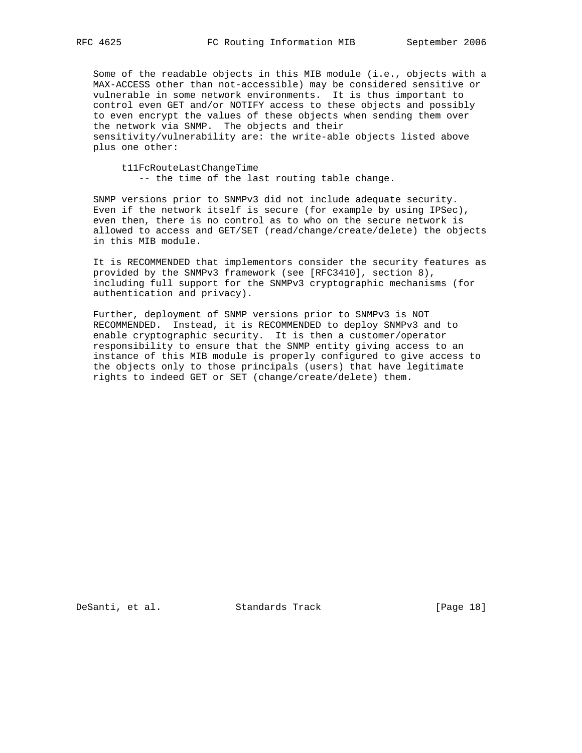Some of the readable objects in this MIB module (i.e., objects with a MAX-ACCESS other than not-accessible) may be considered sensitive or vulnerable in some network environments. It is thus important to control even GET and/or NOTIFY access to these objects and possibly to even encrypt the values of these objects when sending them over the network via SNMP. The objects and their sensitivity/vulnerability are: the write-able objects listed above plus one other:

```
t11FcRouteLastChangeTime
   -- the time of the last routing table change.
```

SNMP versions prior to SNMPv3 did not include adequate security. Even if the network itself is secure (for example by using IPSec), even then, there is no control as to who on the secure network is allowed to access and GET/SET (read/change/create/delete) the objects in this MIB module.

It is RECOMMENDED that implementors consider the security features as provided by the SNMPv3 framework (see [RFC3410], section 8), including full support for the SNMPv3 cryptographic mechanisms (for authentication and privacy).

Further, deployment of SNMP versions prior to SNMPv3 is NOT RECOMMENDED. Instead, it is RECOMMENDED to deploy SNMPv3 and to enable cryptographic security. It is then a customer/operator responsibility to ensure that the SNMP entity giving access to an instance of this MIB module is properly configured to give access to the objects only to those principals (users) that have legitimate rights to indeed GET or SET (change/create/delete) them.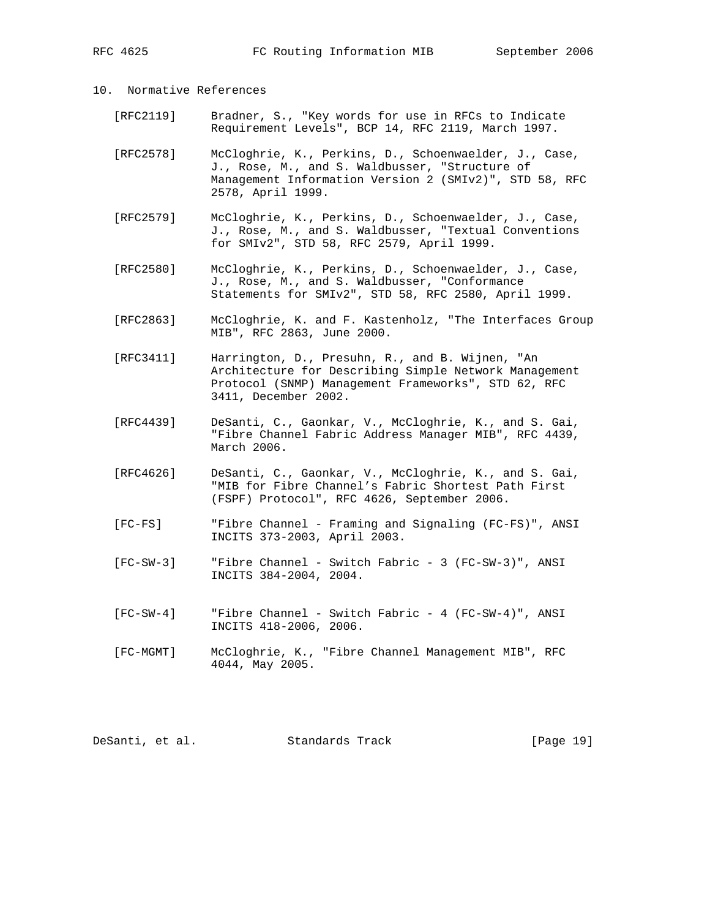## 10. Normative References

[RFC2119] Bradner, S., "Key words for use in RFCs to Indicate Requirement Levels", BCP 14, RFC 2119, March 1997.

[RFC2578] McCloghrie, K., Perkins, D., Schoenwaelder, J., Case, J., Rose, M., and S. Waldbusser, "Structure of Management Information Version 2 (SMIv2)", STD 58, RFC 2578, April 1999.

[RFC2579] McCloghrie, K., Perkins, D., Schoenwaelder, J., Case, J., Rose, M., and S. Waldbusser, "Textual Conventions for SMIv2", STD 58, RFC 2579, April 1999.

[RFC2580] McCloghrie, K., Perkins, D., Schoenwaelder, J., Case, J., Rose, M., and S. Waldbusser, "Conformance Statements for SMIv2", STD 58, RFC 2580, April 1999.

[RFC2863] McCloghrie, K. and F. Kastenholz, "The Interfaces Group MIB", RFC 2863, June 2000.

[RFC3411] Harrington, D., Presuhn, R., and B. Wijnen, "An Architecture for Describing Simple Network Management Protocol (SNMP) Management Frameworks", STD 62, RFC 3411, December 2002.

[RFC4439] DeSanti, C., Gaonkar, V., McCloghrie, K., and S. Gai, "Fibre Channel Fabric Address Manager MIB", RFC 4439, March 2006.

[RFC4626] DeSanti, C., Gaonkar, V., McCloghrie, K., and S. Gai, "MIB for Fibre Channel's Fabric Shortest Path First (FSPF) Protocol", RFC 4626, September 2006.

[FC-FS] "Fibre Channel - Framing and Signaling (FC-FS)", ANSI INCITS 373-2003, April 2003.

[FC-SW-3] "Fibre Channel - Switch Fabric - 3 (FC-SW-3)", ANSI INCITS 384-2004, 2004.

[FC-SW-4] "Fibre Channel - Switch Fabric - 4 (FC-SW-4)", ANSI INCITS 418-2006, 2006.

[FC-MGMT] McCloghrie, K., "Fibre Channel Management MIB", RFC 4044, May 2005.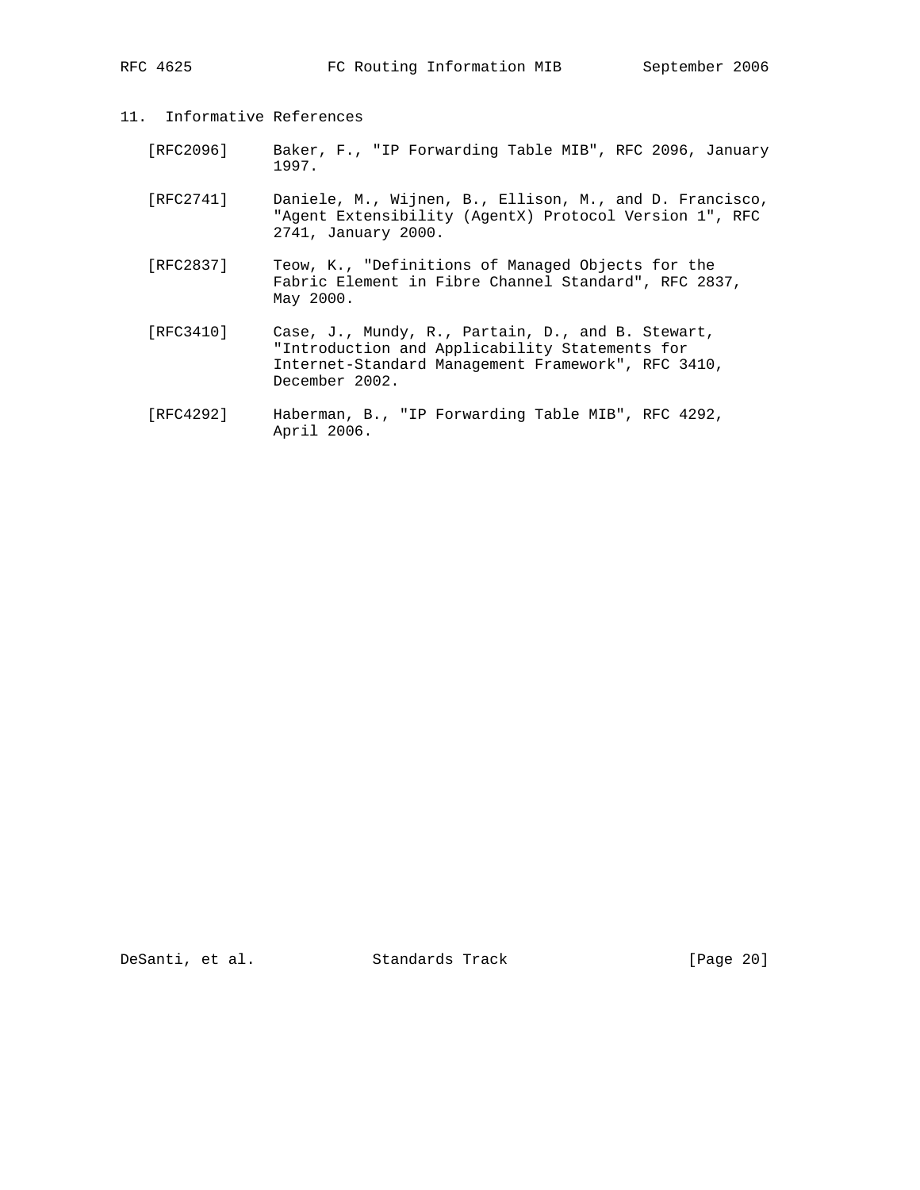## 11. Informative References

[RFC2096] Baker, F., "IP Forwarding Table MIB", RFC 2096, January 1997.

[RFC2741] Daniele, M., Wijnen, B., Ellison, M., and D. Francisco, "Agent Extensibility (AgentX) Protocol Version 1", RFC 2741, January 2000.

[RFC2837] Teow, K., "Definitions of Managed Objects for the Fabric Element in Fibre Channel Standard", RFC 2837, May 2000.

[RFC3410] Case, J., Mundy, R., Partain, D., and B. Stewart, "Introduction and Applicability Statements for Internet-Standard Management Framework", RFC 3410, December 2002.

[RFC4292] Haberman, B., "IP Forwarding Table MIB", RFC 4292, April 2006.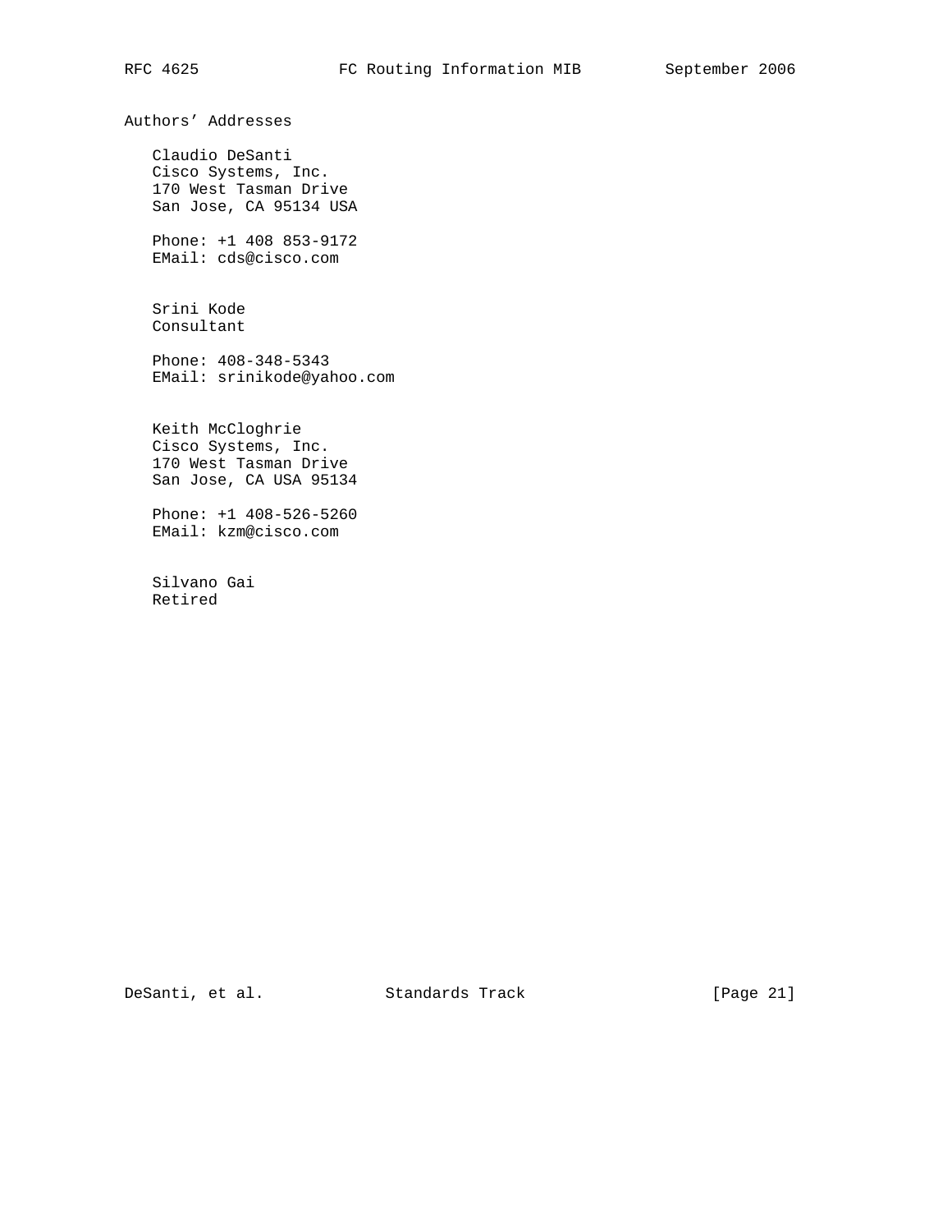## Authors' Addresses

Claudio DeSanti
Cisco Systems, Inc.
170 West Tasman Drive
San Jose, CA 95134 USA

Phone: +1 408 853-9172
EMail: cds@cisco.com

Srini Kode
Consultant

Phone: 408-348-5343
EMail: srinikode@yahoo.com

Keith McCloghrie
Cisco Systems, Inc.
170 West Tasman Drive
San Jose, CA USA 95134

Phone: +1 408-526-5260
EMail: kzm@cisco.com

Silvano Gai
Retired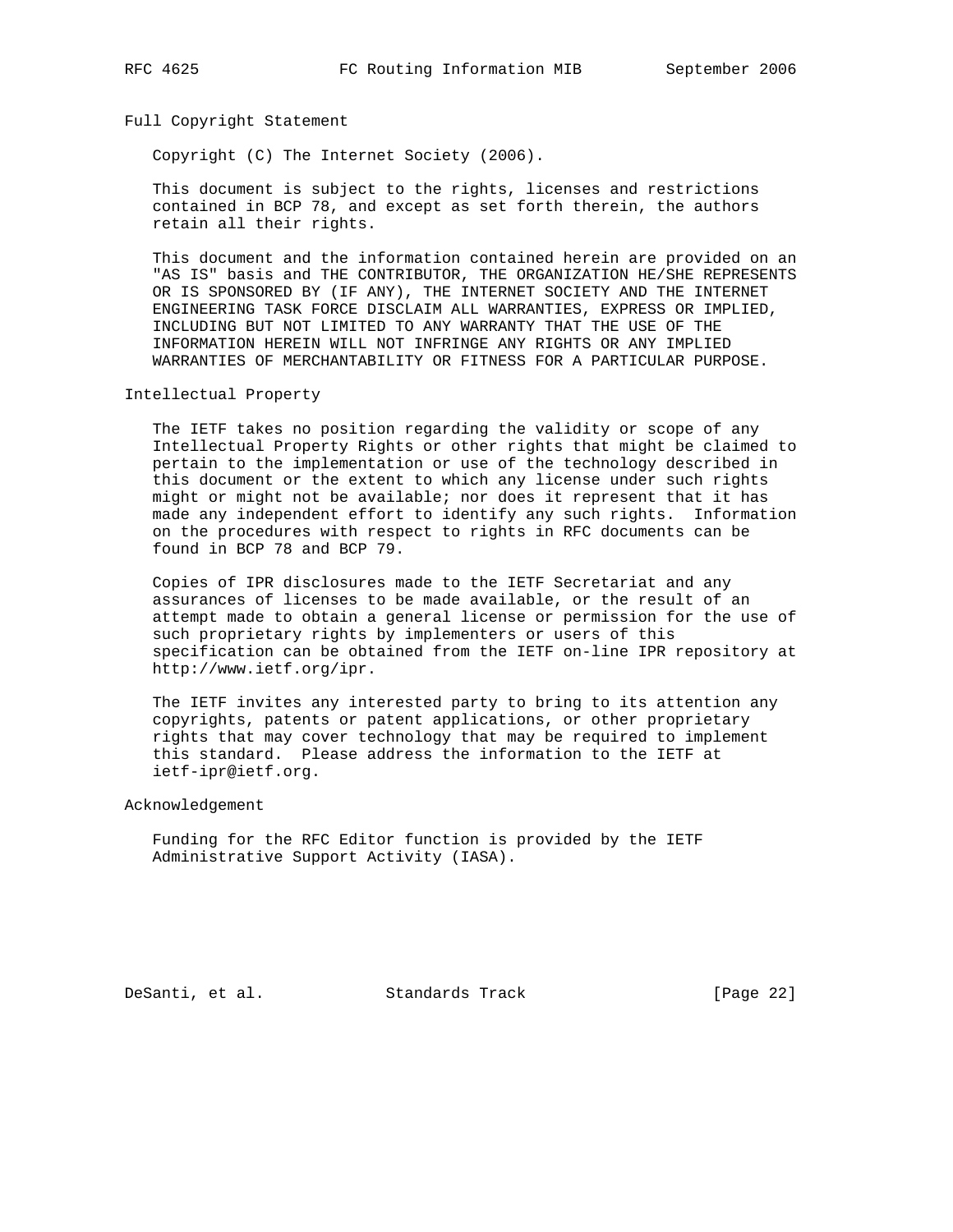## Full Copyright Statement

Copyright (C) The Internet Society (2006).

This document is subject to the rights, licenses and restrictions contained in BCP 78, and except as set forth therein, the authors retain all their rights.

This document and the information contained herein are provided on an "AS IS" basis and THE CONTRIBUTOR, THE ORGANIZATION HE/SHE REPRESENTS OR IS SPONSORED BY (IF ANY), THE INTERNET SOCIETY AND THE INTERNET ENGINEERING TASK FORCE DISCLAIM ALL WARRANTIES, EXPRESS OR IMPLIED, INCLUDING BUT NOT LIMITED TO ANY WARRANTY THAT THE USE OF THE INFORMATION HEREIN WILL NOT INFRINGE ANY RIGHTS OR ANY IMPLIED WARRANTIES OF MERCHANTABILITY OR FITNESS FOR A PARTICULAR PURPOSE.

## Intellectual Property

The IETF takes no position regarding the validity or scope of any Intellectual Property Rights or other rights that might be claimed to pertain to the implementation or use of the technology described in this document or the extent to which any license under such rights might or might not be available; nor does it represent that it has made any independent effort to identify any such rights. Information on the procedures with respect to rights in RFC documents can be found in BCP 78 and BCP 79.

Copies of IPR disclosures made to the IETF Secretariat and any assurances of licenses to be made available, or the result of an attempt made to obtain a general license or permission for the use of such proprietary rights by implementers or users of this specification can be obtained from the IETF on-line IPR repository at http://www.ietf.org/ipr.

The IETF invites any interested party to bring to its attention any copyrights, patents or patent applications, or other proprietary rights that may cover technology that may be required to implement this standard. Please address the information to the IETF at ietf-ipr@ietf.org.

## Acknowledgement

Funding for the RFC Editor function is provided by the IETF Administrative Support Activity (IASA).